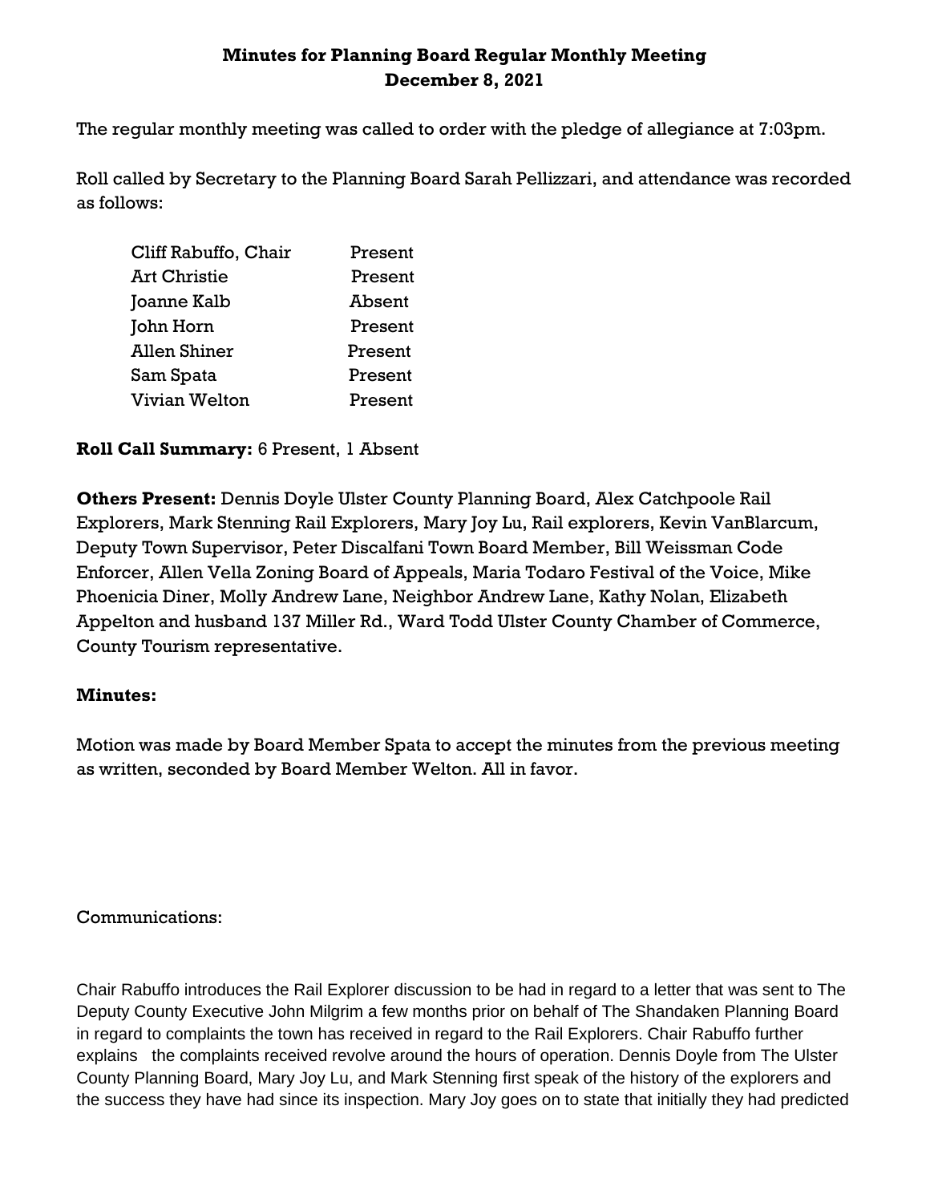**Minutes for Planning Board Regular Monthly Meeting**
**December 8, 2021**

The regular monthly meeting was called to order with the pledge of allegiance at 7:03pm.

Roll called by Secretary to the Planning Board Sarah Pellizzari, and attendance was recorded as follows:

| | |
|---|---|
| Cliff Rabuffo, Chair | Present |
| Art Christie | Present |
| Joanne Kalb | Absent |
| John Horn | Present |
| Allen Shiner | Present |
| Sam Spata | Present |
| Vivian Welton | Present |

**Roll Call Summary:** 6 Present, 1 Absent

**Others Present:** Dennis Doyle Ulster County Planning Board, Alex Catchpoole Rail Explorers, Mark Stenning Rail Explorers, Mary Joy Lu, Rail explorers, Kevin VanBlarcum, Deputy Town Supervisor, Peter Discalfani Town Board Member, Bill Weissman Code Enforcer, Allen Vella Zoning Board of Appeals, Maria Todaro Festival of the Voice, Mike Phoenicia Diner, Molly Andrew Lane, Neighbor Andrew Lane, Kathy Nolan, Elizabeth Appelton and husband 137 Miller Rd., Ward Todd Ulster County Chamber of Commerce, County Tourism representative.

**Minutes:**

Motion was made by Board Member Spata to accept the minutes from the previous meeting as written, seconded by Board Member Welton. All in favor.

Communications:

Chair Rabuffo introduces the Rail Explorer discussion to be had in regard to a letter that was sent to The Deputy County Executive John Milgrim a few months prior on behalf of The Shandaken Planning Board in regard to complaints the town has received in regard to the Rail Explorers. Chair Rabuffo further explains the complaints received revolve around the hours of operation. Dennis Doyle from The Ulster County Planning Board, Mary Joy Lu, and Mark Stenning first speak of the history of the explorers and the success they have had since its inspection. Mary Joy goes on to state that initially they had predicted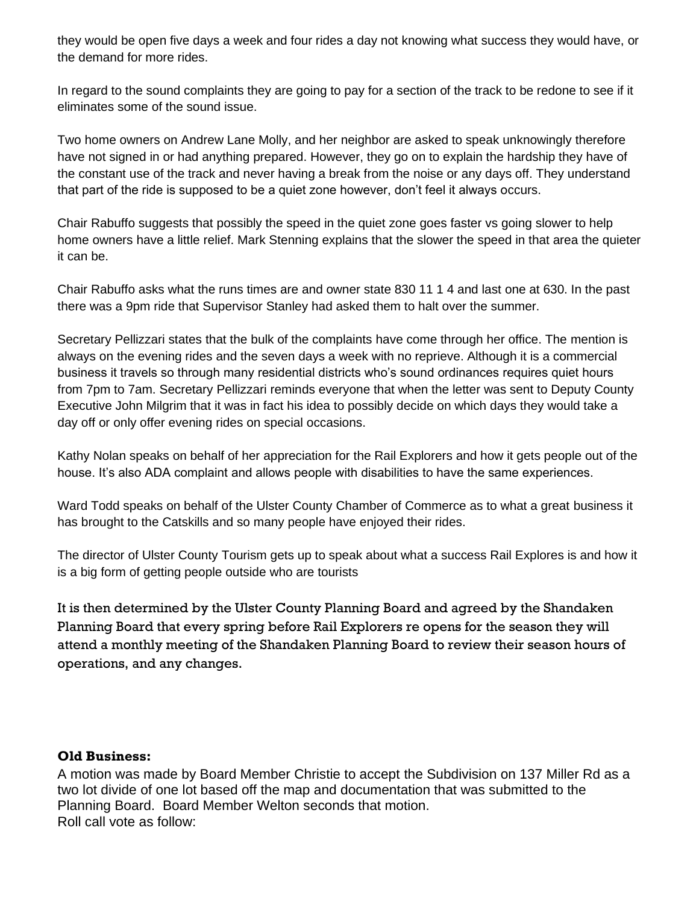they would be open five days a week and four rides a day not knowing what success they would have, or the demand for more rides.

In regard to the sound complaints they are going to pay for a section of the track to be redone to see if it eliminates some of the sound issue.

Two home owners on Andrew Lane Molly, and her neighbor are asked to speak unknowingly therefore have not signed in or had anything prepared. However, they go on to explain the hardship they have of the constant use of the track and never having a break from the noise or any days off. They understand that part of the ride is supposed to be a quiet zone however, don't feel it always occurs.

Chair Rabuffo suggests that possibly the speed in the quiet zone goes faster vs going slower to help home owners have a little relief. Mark Stenning explains that the slower the speed in that area the quieter it can be.

Chair Rabuffo asks what the runs times are and owner state 830 11 1 4 and last one at 630. In the past there was a 9pm ride that Supervisor Stanley had asked them to halt over the summer.

Secretary Pellizzari states that the bulk of the complaints have come through her office. The mention is always on the evening rides and the seven days a week with no reprieve. Although it is a commercial business it travels so through many residential districts who's sound ordinances requires quiet hours from 7pm to 7am. Secretary Pellizzari reminds everyone that when the letter was sent to Deputy County Executive John Milgrim that it was in fact his idea to possibly decide on which days they would take a day off or only offer evening rides on special occasions.

Kathy Nolan speaks on behalf of her appreciation for the Rail Explorers and how it gets people out of the house. It's also ADA complaint and allows people with disabilities to have the same experiences.

Ward Todd speaks on behalf of the Ulster County Chamber of Commerce as to what a great business it has brought to the Catskills and so many people have enjoyed their rides.

The director of Ulster County Tourism gets up to speak about what a success Rail Explores is and how it is a big form of getting people outside who are tourists

It is then determined by the Ulster County Planning Board and agreed by the Shandaken Planning Board that every spring before Rail Explorers re opens for the season they will attend a monthly meeting of the Shandaken Planning Board to review their season hours of operations, and any changes.

**Old Business:**

A motion was made by Board Member Christie to accept the Subdivision on 137 Miller Rd as a two lot divide of one lot based off the map and documentation that was submitted to the Planning Board. Board Member Welton seconds that motion.
Roll call vote as follow: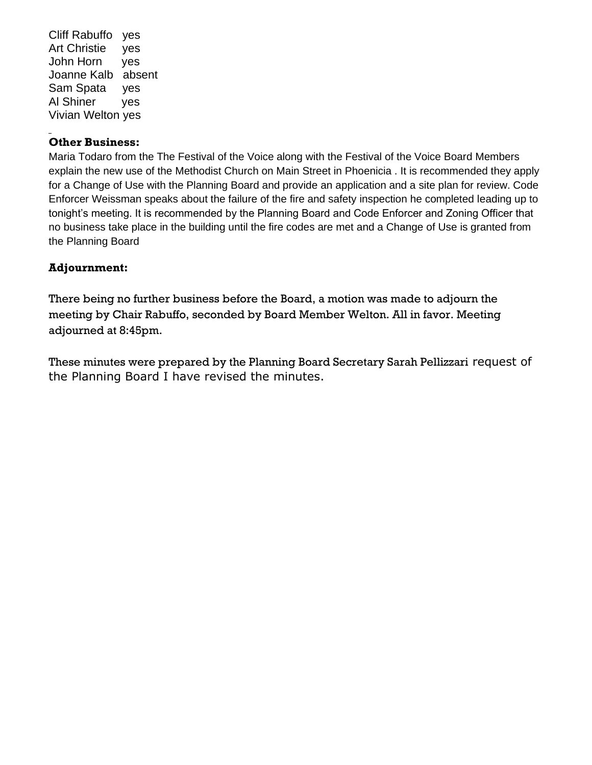Cliff Rabuffo yes
Art Christie yes
John Horn yes
Joanne Kalb absent
Sam Spata yes
Al Shiner yes
Vivian Welton yes

**Other Business:**

Maria Todaro from the The Festival of the Voice along with the Festival of the Voice Board Members explain the new use of the Methodist Church on Main Street in Phoenicia . It is recommended they apply for a Change of Use with the Planning Board and provide an application and a site plan for review. Code Enforcer Weissman speaks about the failure of the fire and safety inspection he completed leading up to tonight's meeting. It is recommended by the Planning Board and Code Enforcer and Zoning Officer that no business take place in the building until the fire codes are met and a Change of Use is granted from the Planning Board

**Adjournment:**

There being no further business before the Board, a motion was made to adjourn the meeting by Chair Rabuffo, seconded by Board Member Welton. All in favor. Meeting adjourned at 8:45pm.

These minutes were prepared by the Planning Board Secretary Sarah Pellizzari request of the Planning Board I have revised the minutes.